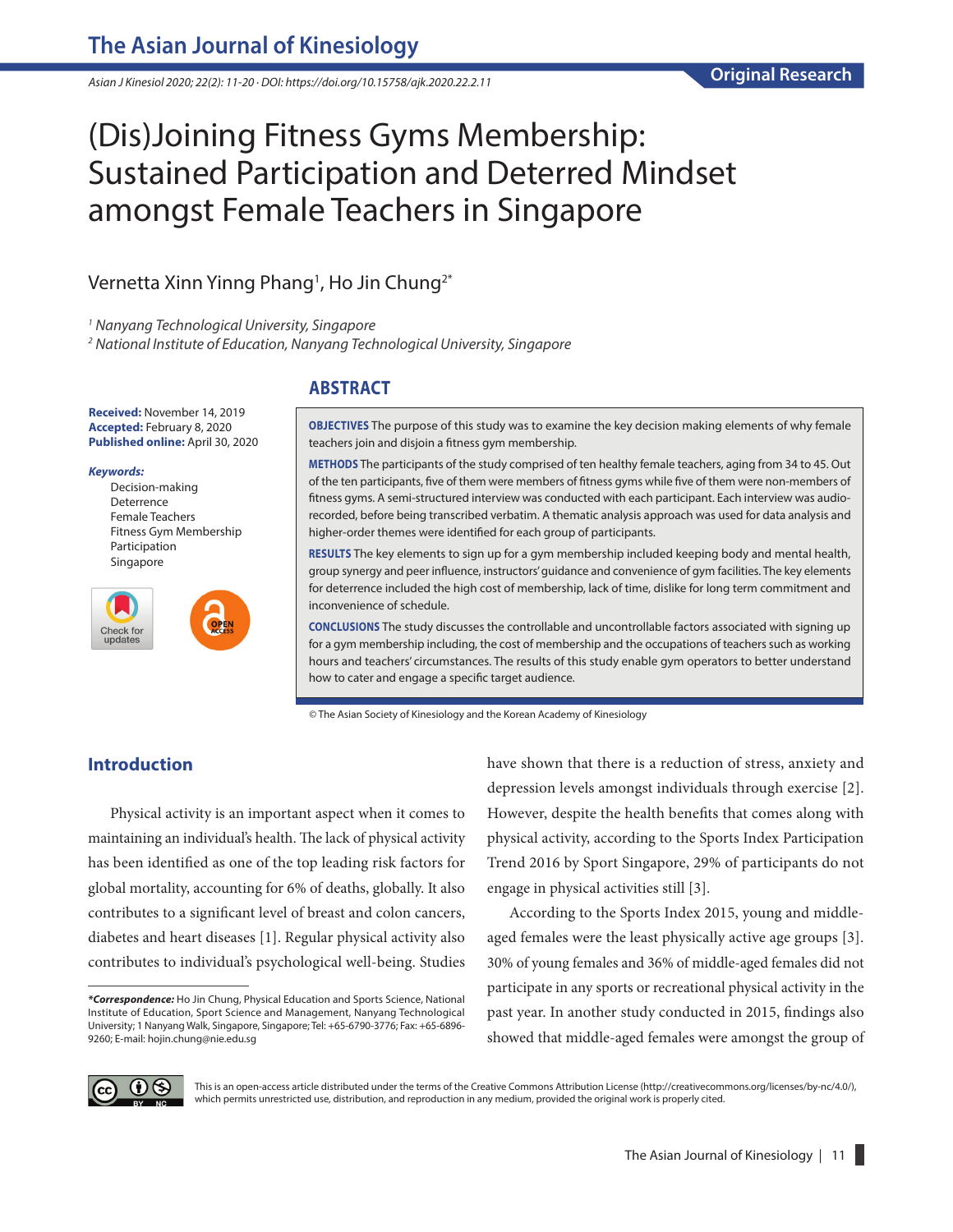# (Dis)Joining Fitness Gyms Membership: Sustained Participation and Deterred Mindset amongst Female Teachers in Singapore

Vernetta Xinn Yinng Phang[1], Ho Jin Chung[2*]

[1] *Nanyang Technological University, Singapore*
[2] *National Institute of Education, Nanyang Technological University, Singapore*

**Received:** November 14, 2019
**Accepted:** February 8, 2020
**Published online:** April 30, 2020

***Keywords:***
Decision-making
Deterrence
Female Teachers
Fitness Gym Membership
Participation
Singapore

## ABSTRACT

**OBJECTIVES** The purpose of this study was to examine the key decision making elements of why female teachers join and disjoin a fitness gym membership.

**METHODS** The participants of the study comprised of ten healthy female teachers, aging from 34 to 45. Out of the ten participants, five of them were members of fitness gyms while five of them were non-members of fitness gyms. A semi-structured interview was conducted with each participant. Each interview was audio-recorded, before being transcribed verbatim. A thematic analysis approach was used for data analysis and higher-order themes were identified for each group of participants.

**RESULTS** The key elements to sign up for a gym membership included keeping body and mental health, group synergy and peer influence, instructors' guidance and convenience of gym facilities. The key elements for deterrence included the high cost of membership, lack of time, dislike for long term commitment and inconvenience of schedule.

**CONCLUSIONS** The study discusses the controllable and uncontrollable factors associated with signing up for a gym membership including, the cost of membership and the occupations of teachers such as working hours and teachers' circumstances. The results of this study enable gym operators to better understand how to cater and engage a specific target audience.

© The Asian Society of Kinesiology and the Korean Academy of Kinesiology

## Introduction

Physical activity is an important aspect when it comes to maintaining an individual's health. The lack of physical activity has been identified as one of the top leading risk factors for global mortality, accounting for 6% of deaths, globally. It also contributes to a significant level of breast and colon cancers, diabetes and heart diseases [1]. Regular physical activity also contributes to individual's psychological well-being. Studies have shown that there is a reduction of stress, anxiety and depression levels amongst individuals through exercise [2]. However, despite the health benefits that comes along with physical activity, according to the Sports Index Participation Trend 2016 by Sport Singapore, 29% of participants do not engage in physical activities still [3].

According to the Sports Index 2015, young and middle-aged females were the least physically active age groups [3]. 30% of young females and 36% of middle-aged females did not participate in any sports or recreational physical activity in the past year. In another study conducted in 2015, findings also showed that middle-aged females were amongst the group of

***Correspondence:** Ho Jin Chung, Physical Education and Sports Science, National Institute of Education, Sport Science and Management, Nanyang Technological University; 1 Nanyang Walk, Singapore, Singapore; Tel: +65-6790-3776; Fax: +65-6896-9260; E-mail: hojin.chung@nie.edu.sg

This is an open-access article distributed under the terms of the Creative Commons Attribution License (http://creativecommons.org/licenses/by-nc/4.0/), which permits unrestricted use, distribution, and reproduction in any medium, provided the original work is properly cited.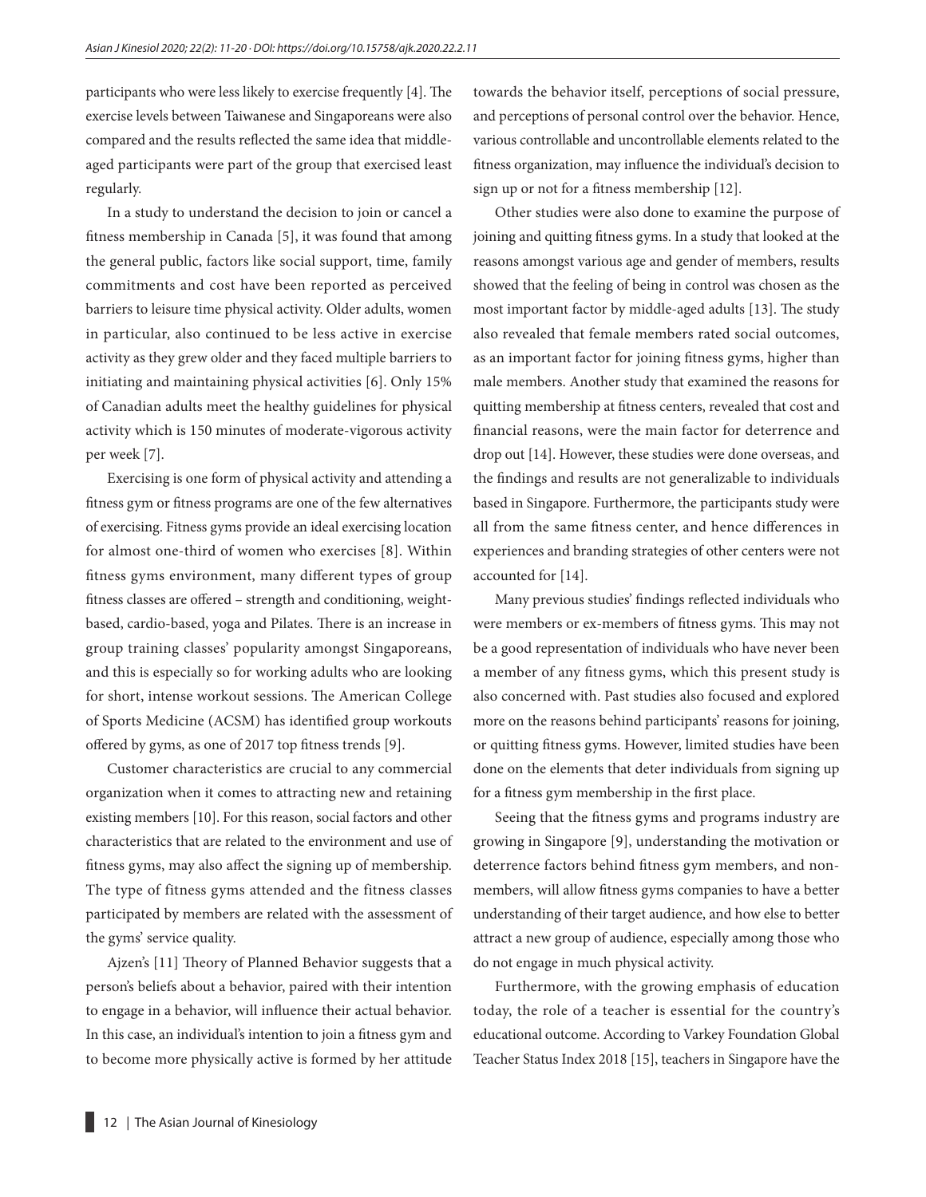participants who were less likely to exercise frequently [4]. The exercise levels between Taiwanese and Singaporeans were also compared and the results reflected the same idea that middle-aged participants were part of the group that exercised least regularly.

In a study to understand the decision to join or cancel a fitness membership in Canada [5], it was found that among the general public, factors like social support, time, family commitments and cost have been reported as perceived barriers to leisure time physical activity. Older adults, women in particular, also continued to be less active in exercise activity as they grew older and they faced multiple barriers to initiating and maintaining physical activities [6]. Only 15% of Canadian adults meet the healthy guidelines for physical activity which is 150 minutes of moderate-vigorous activity per week [7].

Exercising is one form of physical activity and attending a fitness gym or fitness programs are one of the few alternatives of exercising. Fitness gyms provide an ideal exercising location for almost one-third of women who exercises [8]. Within fitness gyms environment, many different types of group fitness classes are offered – strength and conditioning, weight-based, cardio-based, yoga and Pilates. There is an increase in group training classes' popularity amongst Singaporeans, and this is especially so for working adults who are looking for short, intense workout sessions. The American College of Sports Medicine (ACSM) has identified group workouts offered by gyms, as one of 2017 top fitness trends [9].

Customer characteristics are crucial to any commercial organization when it comes to attracting new and retaining existing members [10]. For this reason, social factors and other characteristics that are related to the environment and use of fitness gyms, may also affect the signing up of membership. The type of fitness gyms attended and the fitness classes participated by members are related with the assessment of the gyms' service quality.

Ajzen's [11] Theory of Planned Behavior suggests that a person's beliefs about a behavior, paired with their intention to engage in a behavior, will influence their actual behavior. In this case, an individual's intention to join a fitness gym and to become more physically active is formed by her attitude towards the behavior itself, perceptions of social pressure, and perceptions of personal control over the behavior. Hence, various controllable and uncontrollable elements related to the fitness organization, may influence the individual's decision to sign up or not for a fitness membership [12].

Other studies were also done to examine the purpose of joining and quitting fitness gyms. In a study that looked at the reasons amongst various age and gender of members, results showed that the feeling of being in control was chosen as the most important factor by middle-aged adults [13]. The study also revealed that female members rated social outcomes, as an important factor for joining fitness gyms, higher than male members. Another study that examined the reasons for quitting membership at fitness centers, revealed that cost and financial reasons, were the main factor for deterrence and drop out [14]. However, these studies were done overseas, and the findings and results are not generalizable to individuals based in Singapore. Furthermore, the participants study were all from the same fitness center, and hence differences in experiences and branding strategies of other centers were not accounted for [14].

Many previous studies' findings reflected individuals who were members or ex-members of fitness gyms. This may not be a good representation of individuals who have never been a member of any fitness gyms, which this present study is also concerned with. Past studies also focused and explored more on the reasons behind participants' reasons for joining, or quitting fitness gyms. However, limited studies have been done on the elements that deter individuals from signing up for a fitness gym membership in the first place.

Seeing that the fitness gyms and programs industry are growing in Singapore [9], understanding the motivation or deterrence factors behind fitness gym members, and non-members, will allow fitness gyms companies to have a better understanding of their target audience, and how else to better attract a new group of audience, especially among those who do not engage in much physical activity.

Furthermore, with the growing emphasis of education today, the role of a teacher is essential for the country's educational outcome. According to Varkey Foundation Global Teacher Status Index 2018 [15], teachers in Singapore have the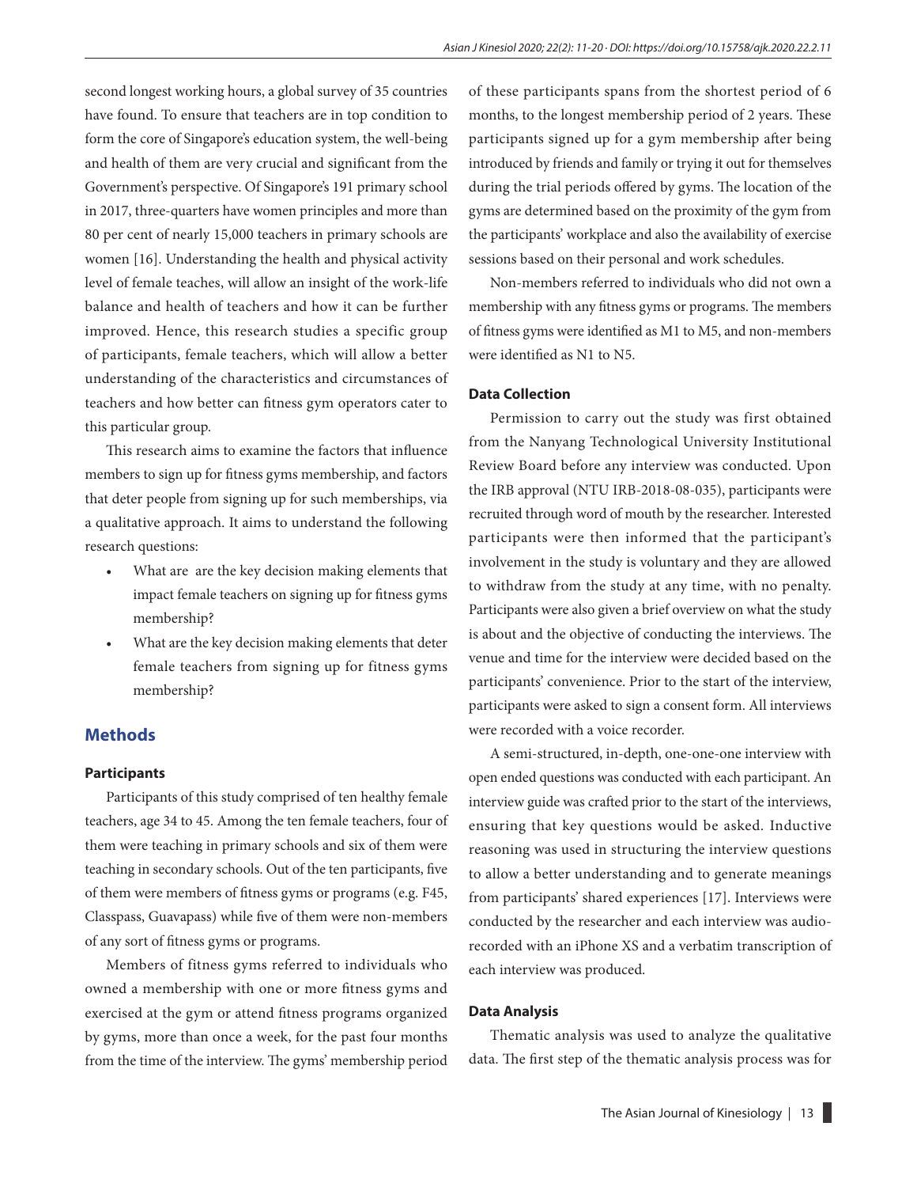second longest working hours, a global survey of 35 countries have found. To ensure that teachers are in top condition to form the core of Singapore's education system, the well-being and health of them are very crucial and significant from the Government's perspective. Of Singapore's 191 primary school in 2017, three-quarters have women principles and more than 80 per cent of nearly 15,000 teachers in primary schools are women [16]. Understanding the health and physical activity level of female teaches, will allow an insight of the work-life balance and health of teachers and how it can be further improved. Hence, this research studies a specific group of participants, female teachers, which will allow a better understanding of the characteristics and circumstances of teachers and how better can fitness gym operators cater to this particular group.

This research aims to examine the factors that influence members to sign up for fitness gyms membership, and factors that deter people from signing up for such memberships, via a qualitative approach. It aims to understand the following research questions:

- What are are the key decision making elements that impact female teachers on signing up for fitness gyms membership?
- What are the key decision making elements that deter female teachers from signing up for fitness gyms membership?

## Methods

### Participants

Participants of this study comprised of ten healthy female teachers, age 34 to 45. Among the ten female teachers, four of them were teaching in primary schools and six of them were teaching in secondary schools. Out of the ten participants, five of them were members of fitness gyms or programs (e.g. F45, Classpass, Guavapass) while five of them were non-members of any sort of fitness gyms or programs.

Members of fitness gyms referred to individuals who owned a membership with one or more fitness gyms and exercised at the gym or attend fitness programs organized by gyms, more than once a week, for the past four months from the time of the interview. The gyms' membership period of these participants spans from the shortest period of 6 months, to the longest membership period of 2 years. These participants signed up for a gym membership after being introduced by friends and family or trying it out for themselves during the trial periods offered by gyms. The location of the gyms are determined based on the proximity of the gym from the participants' workplace and also the availability of exercise sessions based on their personal and work schedules.

Non-members referred to individuals who did not own a membership with any fitness gyms or programs. The members of fitness gyms were identified as M1 to M5, and non-members were identified as N1 to N5.

### Data Collection

Permission to carry out the study was first obtained from the Nanyang Technological University Institutional Review Board before any interview was conducted. Upon the IRB approval (NTU IRB-2018-08-035), participants were recruited through word of mouth by the researcher. Interested participants were then informed that the participant's involvement in the study is voluntary and they are allowed to withdraw from the study at any time, with no penalty. Participants were also given a brief overview on what the study is about and the objective of conducting the interviews. The venue and time for the interview were decided based on the participants' convenience. Prior to the start of the interview, participants were asked to sign a consent form. All interviews were recorded with a voice recorder.

A semi-structured, in-depth, one-one-one interview with open ended questions was conducted with each participant. An interview guide was crafted prior to the start of the interviews, ensuring that key questions would be asked. Inductive reasoning was used in structuring the interview questions to allow a better understanding and to generate meanings from participants' shared experiences [17]. Interviews were conducted by the researcher and each interview was audio-recorded with an iPhone XS and a verbatim transcription of each interview was produced.

### Data Analysis

Thematic analysis was used to analyze the qualitative data. The first step of the thematic analysis process was for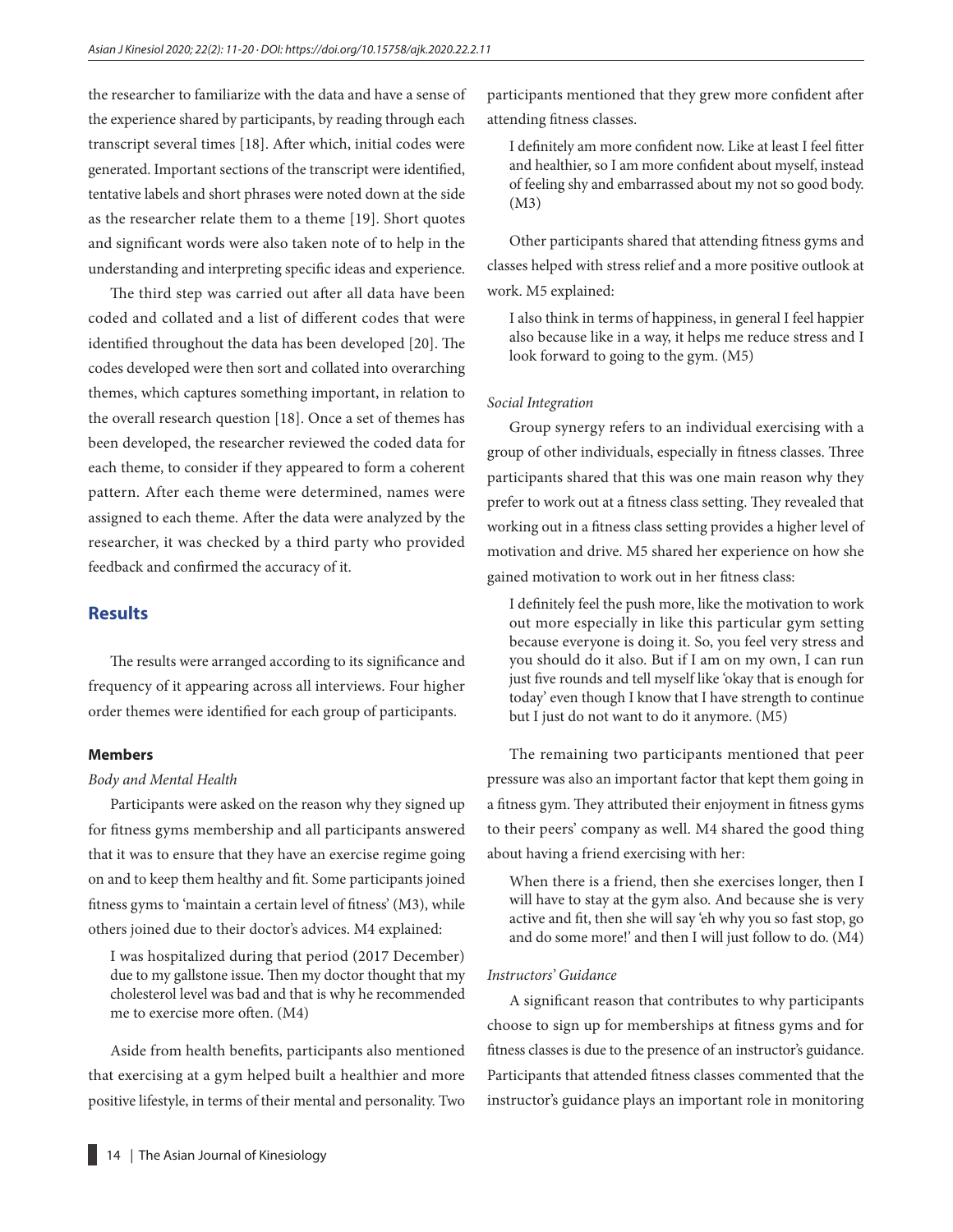the researcher to familiarize with the data and have a sense of the experience shared by participants, by reading through each transcript several times [18]. After which, initial codes were generated. Important sections of the transcript were identified, tentative labels and short phrases were noted down at the side as the researcher relate them to a theme [19]. Short quotes and significant words were also taken note of to help in the understanding and interpreting specific ideas and experience.

The third step was carried out after all data have been coded and collated and a list of different codes that were identified throughout the data has been developed [20]. The codes developed were then sort and collated into overarching themes, which captures something important, in relation to the overall research question [18]. Once a set of themes has been developed, the researcher reviewed the coded data for each theme, to consider if they appeared to form a coherent pattern. After each theme were determined, names were assigned to each theme. After the data were analyzed by the researcher, it was checked by a third party who provided feedback and confirmed the accuracy of it.

## Results

The results were arranged according to its significance and frequency of it appearing across all interviews. Four higher order themes were identified for each group of participants.

### Members

*Body and Mental Health*

Participants were asked on the reason why they signed up for fitness gyms membership and all participants answered that it was to ensure that they have an exercise regime going on and to keep them healthy and fit. Some participants joined fitness gyms to 'maintain a certain level of fitness' (M3), while others joined due to their doctor's advices. M4 explained:

> I was hospitalized during that period (2017 December) due to my gallstone issue. Then my doctor thought that my cholesterol level was bad and that is why he recommended me to exercise more often. (M4)

Aside from health benefits, participants also mentioned that exercising at a gym helped built a healthier and more positive lifestyle, in terms of their mental and personality. Two participants mentioned that they grew more confident after attending fitness classes.

> I definitely am more confident now. Like at least I feel fitter and healthier, so I am more confident about myself, instead of feeling shy and embarrassed about my not so good body. (M3)

Other participants shared that attending fitness gyms and classes helped with stress relief and a more positive outlook at work. M5 explained:

> I also think in terms of happiness, in general I feel happier also because like in a way, it helps me reduce stress and I look forward to going to the gym. (M5)

*Social Integration*

Group synergy refers to an individual exercising with a group of other individuals, especially in fitness classes. Three participants shared that this was one main reason why they prefer to work out at a fitness class setting. They revealed that working out in a fitness class setting provides a higher level of motivation and drive. M5 shared her experience on how she gained motivation to work out in her fitness class:

> I definitely feel the push more, like the motivation to work out more especially in like this particular gym setting because everyone is doing it. So, you feel very stress and you should do it also. But if I am on my own, I can run just five rounds and tell myself like 'okay that is enough for today' even though I know that I have strength to continue but I just do not want to do it anymore. (M5)

The remaining two participants mentioned that peer pressure was also an important factor that kept them going in a fitness gym. They attributed their enjoyment in fitness gyms to their peers' company as well. M4 shared the good thing about having a friend exercising with her:

> When there is a friend, then she exercises longer, then I will have to stay at the gym also. And because she is very active and fit, then she will say 'eh why you so fast stop, go and do some more!' and then I will just follow to do. (M4)

*Instructors' Guidance*

A significant reason that contributes to why participants choose to sign up for memberships at fitness gyms and for fitness classes is due to the presence of an instructor's guidance. Participants that attended fitness classes commented that the instructor's guidance plays an important role in monitoring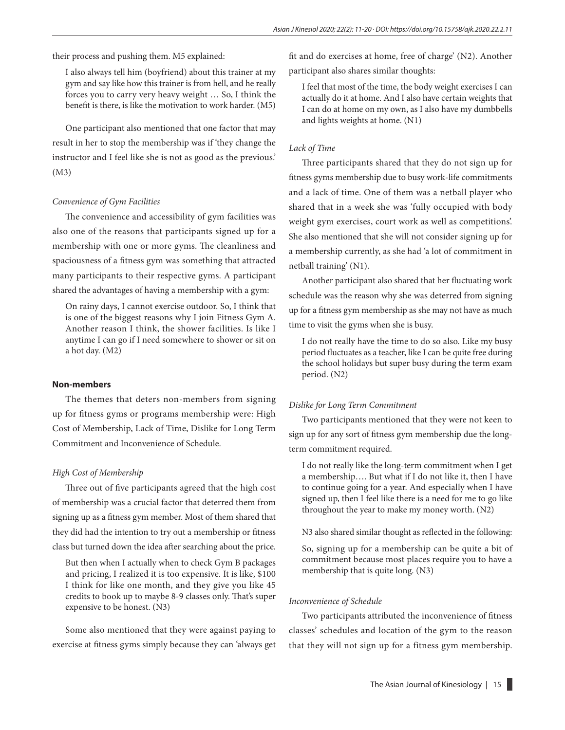their process and pushing them. M5 explained:

> I also always tell him (boyfriend) about this trainer at my gym and say like how this trainer is from hell, and he really forces you to carry very heavy weight … So, I think the benefit is there, is like the motivation to work harder. (M5)

One participant also mentioned that one factor that may result in her to stop the membership was if 'they change the instructor and I feel like she is not as good as the previous.' (M3)

*Convenience of Gym Facilities*

The convenience and accessibility of gym facilities was also one of the reasons that participants signed up for a membership with one or more gyms. The cleanliness and spaciousness of a fitness gym was something that attracted many participants to their respective gyms. A participant shared the advantages of having a membership with a gym:

> On rainy days, I cannot exercise outdoor. So, I think that is one of the biggest reasons why I join Fitness Gym A. Another reason I think, the shower facilities. Is like I anytime I can go if I need somewhere to shower or sit on a hot day. (M2)

**Non-members**

The themes that deters non-members from signing up for fitness gyms or programs membership were: High Cost of Membership, Lack of Time, Dislike for Long Term Commitment and Inconvenience of Schedule.

*High Cost of Membership*

Three out of five participants agreed that the high cost of membership was a crucial factor that deterred them from signing up as a fitness gym member. Most of them shared that they did had the intention to try out a membership or fitness class but turned down the idea after searching about the price.

> But then when I actually when to check Gym B packages and pricing, I realized it is too expensive. It is like, $100 I think for like one month, and they give you like 45 credits to book up to maybe 8-9 classes only. That's super expensive to be honest. (N3)

Some also mentioned that they were against paying to exercise at fitness gyms simply because they can 'always get fit and do exercises at home, free of charge' (N2). Another participant also shares similar thoughts:

> I feel that most of the time, the body weight exercises I can actually do it at home. And I also have certain weights that I can do at home on my own, as I also have my dumbbells and lights weights at home. (N1)

*Lack of Time*

Three participants shared that they do not sign up for fitness gyms membership due to busy work-life commitments and a lack of time. One of them was a netball player who shared that in a week she was 'fully occupied with body weight gym exercises, court work as well as competitions'. She also mentioned that she will not consider signing up for a membership currently, as she had 'a lot of commitment in netball training' (N1).

Another participant also shared that her fluctuating work schedule was the reason why she was deterred from signing up for a fitness gym membership as she may not have as much time to visit the gyms when she is busy.

> I do not really have the time to do so also. Like my busy period fluctuates as a teacher, like I can be quite free during the school holidays but super busy during the term exam period. (N2)

*Dislike for Long Term Commitment*

Two participants mentioned that they were not keen to sign up for any sort of fitness gym membership due the long-term commitment required.

> I do not really like the long-term commitment when I get a membership…. But what if I do not like it, then I have to continue going for a year. And especially when I have signed up, then I feel like there is a need for me to go like throughout the year to make my money worth. (N2)

N3 also shared similar thought as reflected in the following:

> So, signing up for a membership can be quite a bit of commitment because most places require you to have a membership that is quite long. (N3)

*Inconvenience of Schedule*

Two participants attributed the inconvenience of fitness classes' schedules and location of the gym to the reason that they will not sign up for a fitness gym membership.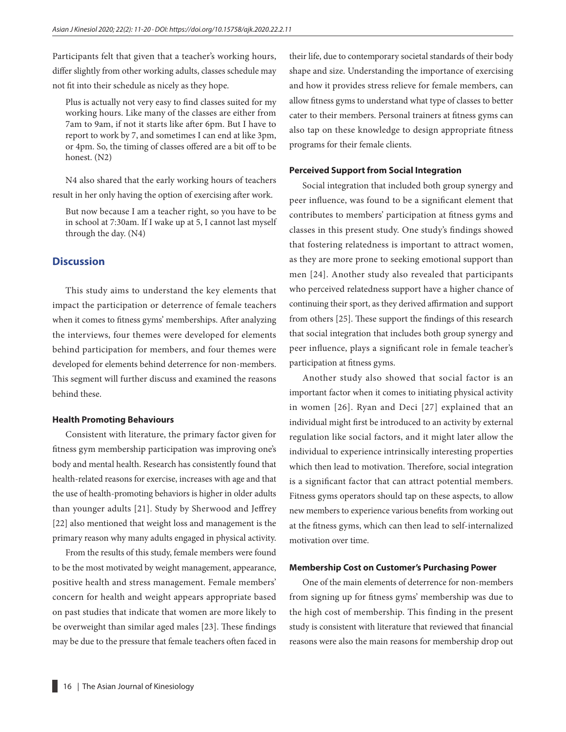Participants felt that given that a teacher's working hours, differ slightly from other working adults, classes schedule may not fit into their schedule as nicely as they hope.

> Plus is actually not very easy to find classes suited for my working hours. Like many of the classes are either from 7am to 9am, if not it starts like after 6pm. But I have to report to work by 7, and sometimes I can end at like 3pm, or 4pm. So, the timing of classes offered are a bit off to be honest. (N2)

N4 also shared that the early working hours of teachers result in her only having the option of exercising after work.

> But now because I am a teacher right, so you have to be in school at 7:30am. If I wake up at 5, I cannot last myself through the day. (N4)

## Discussion

This study aims to understand the key elements that impact the participation or deterrence of female teachers when it comes to fitness gyms' memberships. After analyzing the interviews, four themes were developed for elements behind participation for members, and four themes were developed for elements behind deterrence for non-members. This segment will further discuss and examined the reasons behind these.

### Health Promoting Behaviours

Consistent with literature, the primary factor given for fitness gym membership participation was improving one's body and mental health. Research has consistently found that health-related reasons for exercise, increases with age and that the use of health-promoting behaviors is higher in older adults than younger adults [21]. Study by Sherwood and Jeffrey [22] also mentioned that weight loss and management is the primary reason why many adults engaged in physical activity.

From the results of this study, female members were found to be the most motivated by weight management, appearance, positive health and stress management. Female members' concern for health and weight appears appropriate based on past studies that indicate that women are more likely to be overweight than similar aged males [23]. These findings may be due to the pressure that female teachers often faced in their life, due to contemporary societal standards of their body shape and size. Understanding the importance of exercising and how it provides stress relieve for female members, can allow fitness gyms to understand what type of classes to better cater to their members. Personal trainers at fitness gyms can also tap on these knowledge to design appropriate fitness programs for their female clients.

### Perceived Support from Social Integration

Social integration that included both group synergy and peer influence, was found to be a significant element that contributes to members' participation at fitness gyms and classes in this present study. One study's findings showed that fostering relatedness is important to attract women, as they are more prone to seeking emotional support than men [24]. Another study also revealed that participants who perceived relatedness support have a higher chance of continuing their sport, as they derived affirmation and support from others [25]. These support the findings of this research that social integration that includes both group synergy and peer influence, plays a significant role in female teacher's participation at fitness gyms.

Another study also showed that social factor is an important factor when it comes to initiating physical activity in women [26]. Ryan and Deci [27] explained that an individual might first be introduced to an activity by external regulation like social factors, and it might later allow the individual to experience intrinsically interesting properties which then lead to motivation. Therefore, social integration is a significant factor that can attract potential members. Fitness gyms operators should tap on these aspects, to allow new members to experience various benefits from working out at the fitness gyms, which can then lead to self-internalized motivation over time.

### Membership Cost on Customer's Purchasing Power

One of the main elements of deterrence for non-members from signing up for fitness gyms' membership was due to the high cost of membership. This finding in the present study is consistent with literature that reviewed that financial reasons were also the main reasons for membership drop out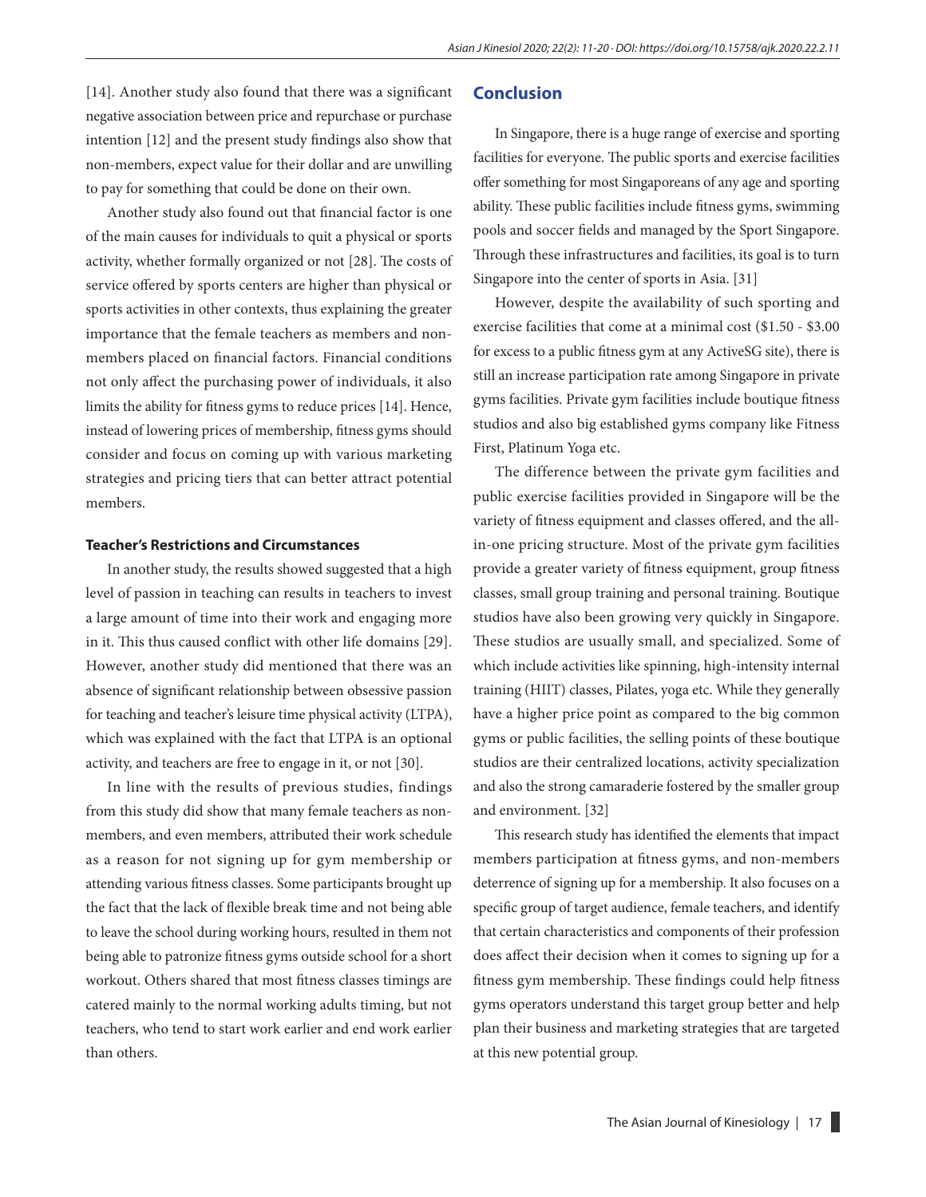[14]. Another study also found that there was a significant negative association between price and repurchase or purchase intention [12] and the present study findings also show that non-members, expect value for their dollar and are unwilling to pay for something that could be done on their own.

Another study also found out that financial factor is one of the main causes for individuals to quit a physical or sports activity, whether formally organized or not [28]. The costs of service offered by sports centers are higher than physical or sports activities in other contexts, thus explaining the greater importance that the female teachers as members and non-members placed on financial factors. Financial conditions not only affect the purchasing power of individuals, it also limits the ability for fitness gyms to reduce prices [14]. Hence, instead of lowering prices of membership, fitness gyms should consider and focus on coming up with various marketing strategies and pricing tiers that can better attract potential members.

### Teacher's Restrictions and Circumstances

In another study, the results showed suggested that a high level of passion in teaching can results in teachers to invest a large amount of time into their work and engaging more in it. This thus caused conflict with other life domains [29]. However, another study did mentioned that there was an absence of significant relationship between obsessive passion for teaching and teacher's leisure time physical activity (LTPA), which was explained with the fact that LTPA is an optional activity, and teachers are free to engage in it, or not [30].

In line with the results of previous studies, findings from this study did show that many female teachers as non-members, and even members, attributed their work schedule as a reason for not signing up for gym membership or attending various fitness classes. Some participants brought up the fact that the lack of flexible break time and not being able to leave the school during working hours, resulted in them not being able to patronize fitness gyms outside school for a short workout. Others shared that most fitness classes timings are catered mainly to the normal working adults timing, but not teachers, who tend to start work earlier and end work earlier than others.

## Conclusion

In Singapore, there is a huge range of exercise and sporting facilities for everyone. The public sports and exercise facilities offer something for most Singaporeans of any age and sporting ability. These public facilities include fitness gyms, swimming pools and soccer fields and managed by the Sport Singapore. Through these infrastructures and facilities, its goal is to turn Singapore into the center of sports in Asia. [31]

However, despite the availability of such sporting and exercise facilities that come at a minimal cost ($1.50 - $3.00 for excess to a public fitness gym at any ActiveSG site), there is still an increase participation rate among Singapore in private gyms facilities. Private gym facilities include boutique fitness studios and also big established gyms company like Fitness First, Platinum Yoga etc.

The difference between the private gym facilities and public exercise facilities provided in Singapore will be the variety of fitness equipment and classes offered, and the all-in-one pricing structure. Most of the private gym facilities provide a greater variety of fitness equipment, group fitness classes, small group training and personal training. Boutique studios have also been growing very quickly in Singapore. These studios are usually small, and specialized. Some of which include activities like spinning, high-intensity internal training (HIIT) classes, Pilates, yoga etc. While they generally have a higher price point as compared to the big common gyms or public facilities, the selling points of these boutique studios are their centralized locations, activity specialization and also the strong camaraderie fostered by the smaller group and environment. [32]

This research study has identified the elements that impact members participation at fitness gyms, and non-members deterrence of signing up for a membership. It also focuses on a specific group of target audience, female teachers, and identify that certain characteristics and components of their profession does affect their decision when it comes to signing up for a fitness gym membership. These findings could help fitness gyms operators understand this target group better and help plan their business and marketing strategies that are targeted at this new potential group.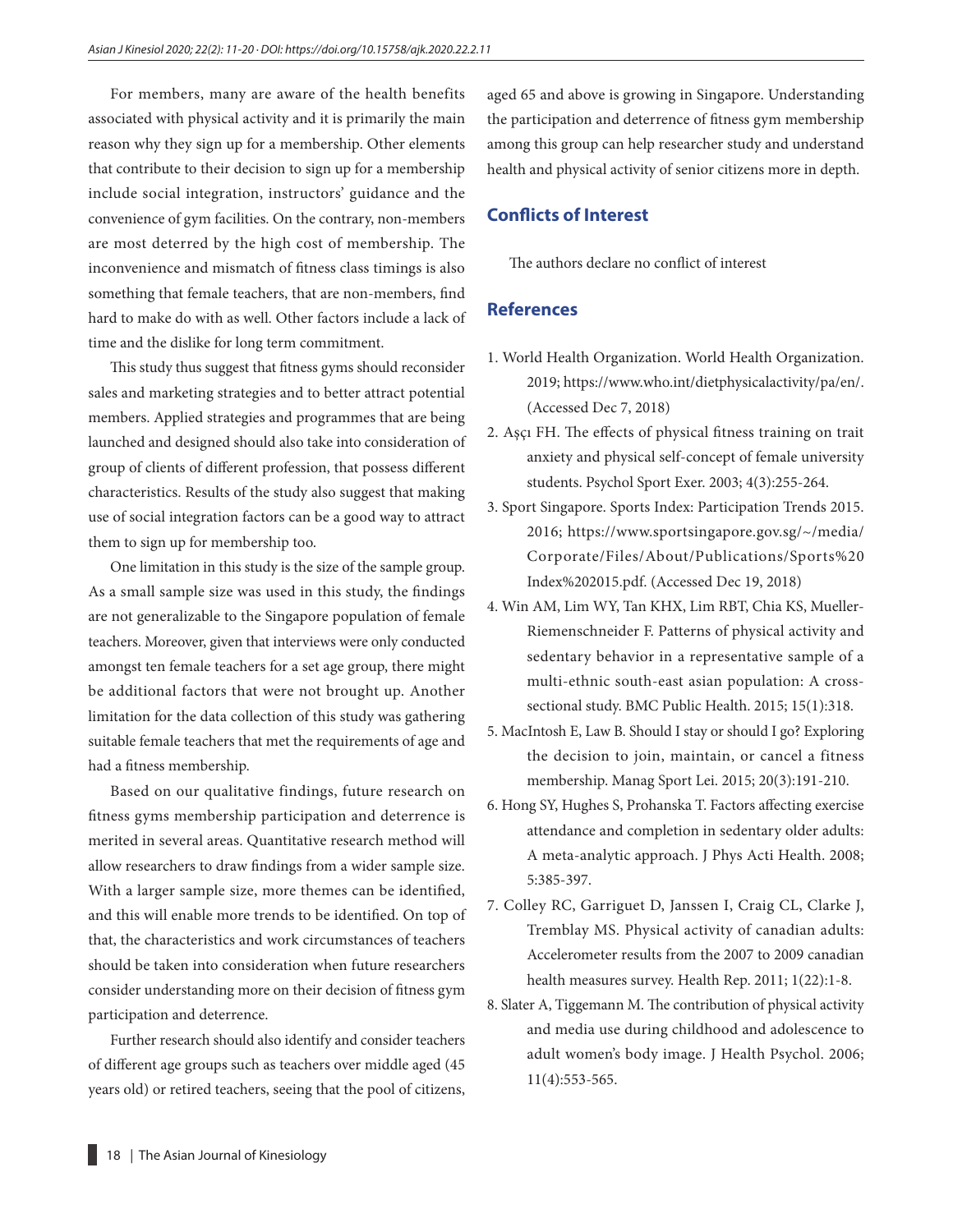For members, many are aware of the health benefits associated with physical activity and it is primarily the main reason why they sign up for a membership. Other elements that contribute to their decision to sign up for a membership include social integration, instructors' guidance and the convenience of gym facilities. On the contrary, non-members are most deterred by the high cost of membership. The inconvenience and mismatch of fitness class timings is also something that female teachers, that are non-members, find hard to make do with as well. Other factors include a lack of time and the dislike for long term commitment.

This study thus suggest that fitness gyms should reconsider sales and marketing strategies and to better attract potential members. Applied strategies and programmes that are being launched and designed should also take into consideration of group of clients of different profession, that possess different characteristics. Results of the study also suggest that making use of social integration factors can be a good way to attract them to sign up for membership too.

One limitation in this study is the size of the sample group. As a small sample size was used in this study, the findings are not generalizable to the Singapore population of female teachers. Moreover, given that interviews were only conducted amongst ten female teachers for a set age group, there might be additional factors that were not brought up. Another limitation for the data collection of this study was gathering suitable female teachers that met the requirements of age and had a fitness membership.

Based on our qualitative findings, future research on fitness gyms membership participation and deterrence is merited in several areas. Quantitative research method will allow researchers to draw findings from a wider sample size. With a larger sample size, more themes can be identified, and this will enable more trends to be identified. On top of that, the characteristics and work circumstances of teachers should be taken into consideration when future researchers consider understanding more on their decision of fitness gym participation and deterrence.

Further research should also identify and consider teachers of different age groups such as teachers over middle aged (45 years old) or retired teachers, seeing that the pool of citizens, aged 65 and above is growing in Singapore. Understanding the participation and deterrence of fitness gym membership among this group can help researcher study and understand health and physical activity of senior citizens more in depth.

## Conflicts of Interest

The authors declare no conflict of interest

## References

1. World Health Organization. World Health Organization. 2019; https://www.who.int/dietphysicalactivity/pa/en/. (Accessed Dec 7, 2018)
2. Aşçı FH. The effects of physical fitness training on trait anxiety and physical self-concept of female university students. Psychol Sport Exer. 2003; 4(3):255-264.
3. Sport Singapore. Sports Index: Participation Trends 2015. 2016; https://www.sportsingapore.gov.sg/~/media/Corporate/Files/About/Publications/Sports%20Index%202015.pdf. (Accessed Dec 19, 2018)
4. Win AM, Lim WY, Tan KHX, Lim RBT, Chia KS, Mueller-Riemenschneider F. Patterns of physical activity and sedentary behavior in a representative sample of a multi-ethnic south-east asian population: A cross-sectional study. BMC Public Health. 2015; 15(1):318.
5. MacIntosh E, Law B. Should I stay or should I go? Exploring the decision to join, maintain, or cancel a fitness membership. Manag Sport Lei. 2015; 20(3):191-210.
6. Hong SY, Hughes S, Prohanska T. Factors affecting exercise attendance and completion in sedentary older adults: A meta-analytic approach. J Phys Acti Health. 2008; 5:385-397.
7. Colley RC, Garriguet D, Janssen I, Craig CL, Clarke J, Tremblay MS. Physical activity of canadian adults: Accelerometer results from the 2007 to 2009 canadian health measures survey. Health Rep. 2011; 1(22):1-8.
8. Slater A, Tiggemann M. The contribution of physical activity and media use during childhood and adolescence to adult women's body image. J Health Psychol. 2006; 11(4):553-565.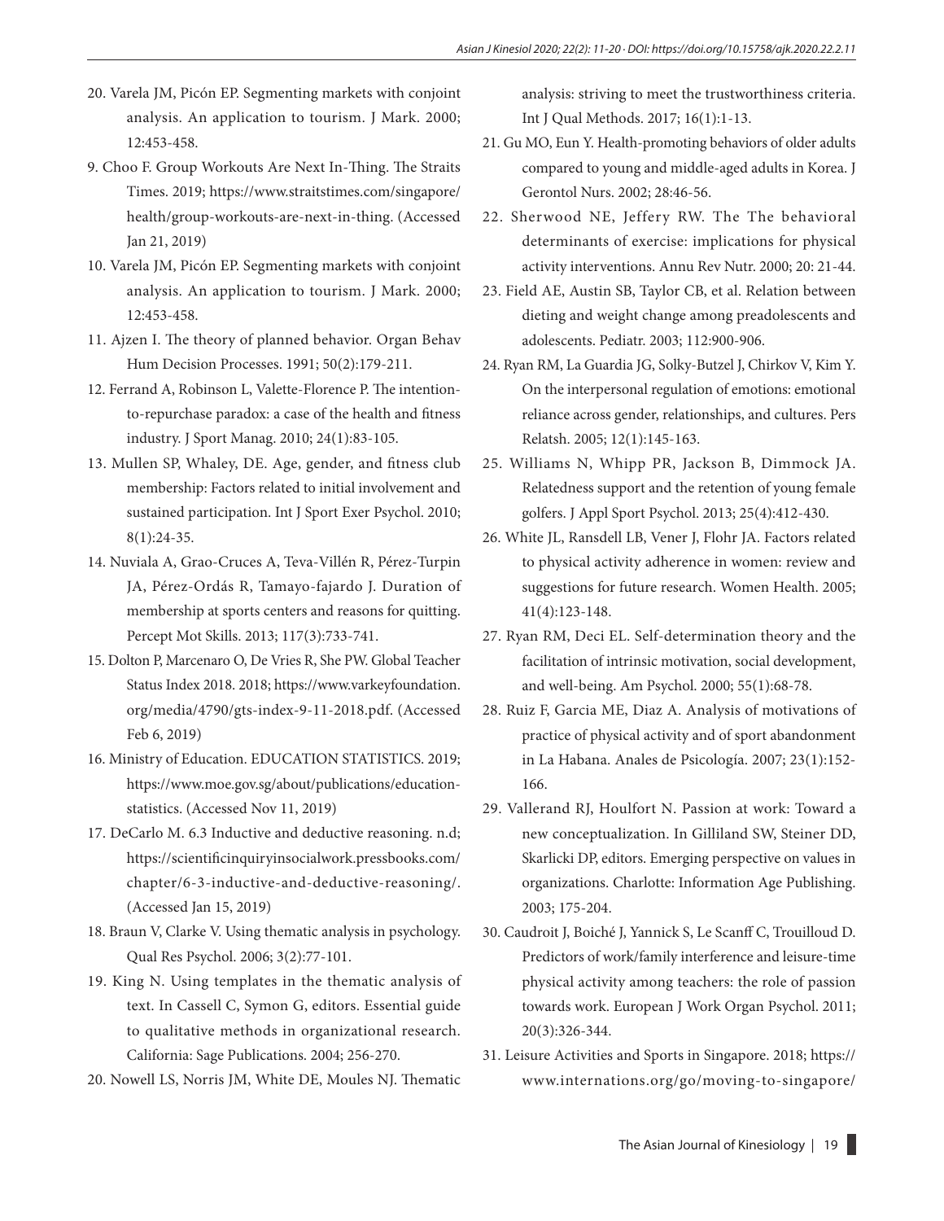20. Varela JM, Picón EP. Segmenting markets with conjoint analysis. An application to tourism. J Mark. 2000; 12:453-458.
9. Choo F. Group Workouts Are Next In-Thing. The Straits Times. 2019; https://www.straitstimes.com/singapore/health/group-workouts-are-next-in-thing. (Accessed Jan 21, 2019)
10. Varela JM, Picón EP. Segmenting markets with conjoint analysis. An application to tourism. J Mark. 2000; 12:453-458.
11. Ajzen I. The theory of planned behavior. Organ Behav Hum Decision Processes. 1991; 50(2):179-211.
12. Ferrand A, Robinson L, Valette-Florence P. The intention-to-repurchase paradox: a case of the health and fitness industry. J Sport Manag. 2010; 24(1):83-105.
13. Mullen SP, Whaley, DE. Age, gender, and fitness club membership: Factors related to initial involvement and sustained participation. Int J Sport Exer Psychol. 2010; 8(1):24-35.
14. Nuviala A, Grao-Cruces A, Teva-Villén R, Pérez-Turpin JA, Pérez-Ordás R, Tamayo-fajardo J. Duration of membership at sports centers and reasons for quitting. Percept Mot Skills. 2013; 117(3):733-741.
15. Dolton P, Marcenaro O, De Vries R, She PW. Global Teacher Status Index 2018. 2018; https://www.varkeyfoundation.org/media/4790/gts-index-9-11-2018.pdf. (Accessed Feb 6, 2019)
16. Ministry of Education. EDUCATION STATISTICS. 2019; https://www.moe.gov.sg/about/publications/education-statistics. (Accessed Nov 11, 2019)
17. DeCarlo M. 6.3 Inductive and deductive reasoning. n.d; https://scientificinquiryinsocialwork.pressbooks.com/chapter/6-3-inductive-and-deductive-reasoning/. (Accessed Jan 15, 2019)
18. Braun V, Clarke V. Using thematic analysis in psychology. Qual Res Psychol. 2006; 3(2):77-101.
19. King N. Using templates in the thematic analysis of text. In Cassell C, Symon G, editors. Essential guide to qualitative methods in organizational research. California: Sage Publications. 2004; 256-270.
20. Nowell LS, Norris JM, White DE, Moules NJ. Thematic analysis: striving to meet the trustworthiness criteria. Int J Qual Methods. 2017; 16(1):1-13.
21. Gu MO, Eun Y. Health-promoting behaviors of older adults compared to young and middle-aged adults in Korea. J Gerontol Nurs. 2002; 28:46-56.
22. Sherwood NE, Jeffery RW. The The behavioral determinants of exercise: implications for physical activity interventions. Annu Rev Nutr. 2000; 20: 21-44.
23. Field AE, Austin SB, Taylor CB, et al. Relation between dieting and weight change among preadolescents and adolescents. Pediatr. 2003; 112:900-906.
24. Ryan RM, La Guardia JG, Solky-Butzel J, Chirkov V, Kim Y. On the interpersonal regulation of emotions: emotional reliance across gender, relationships, and cultures. Pers Relatsh. 2005; 12(1):145-163.
25. Williams N, Whipp PR, Jackson B, Dimmock JA. Relatedness support and the retention of young female golfers. J Appl Sport Psychol. 2013; 25(4):412-430.
26. White JL, Ransdell LB, Vener J, Flohr JA. Factors related to physical activity adherence in women: review and suggestions for future research. Women Health. 2005; 41(4):123-148.
27. Ryan RM, Deci EL. Self-determination theory and the facilitation of intrinsic motivation, social development, and well-being. Am Psychol. 2000; 55(1):68-78.
28. Ruiz F, Garcia ME, Diaz A. Analysis of motivations of practice of physical activity and of sport abandonment in La Habana. Anales de Psicología. 2007; 23(1):152-166.
29. Vallerand RJ, Houlfort N. Passion at work: Toward a new conceptualization. In Gilliland SW, Steiner DD, Skarlicki DP, editors. Emerging perspective on values in organizations. Charlotte: Information Age Publishing. 2003; 175-204.
30. Caudroit J, Boiché J, Yannick S, Le Scanff C, Trouilloud D. Predictors of work/family interference and leisure-time physical activity among teachers: the role of passion towards work. European J Work Organ Psychol. 2011; 20(3):326-344.
31. Leisure Activities and Sports in Singapore. 2018; https://www.internations.org/go/moving-to-singapore/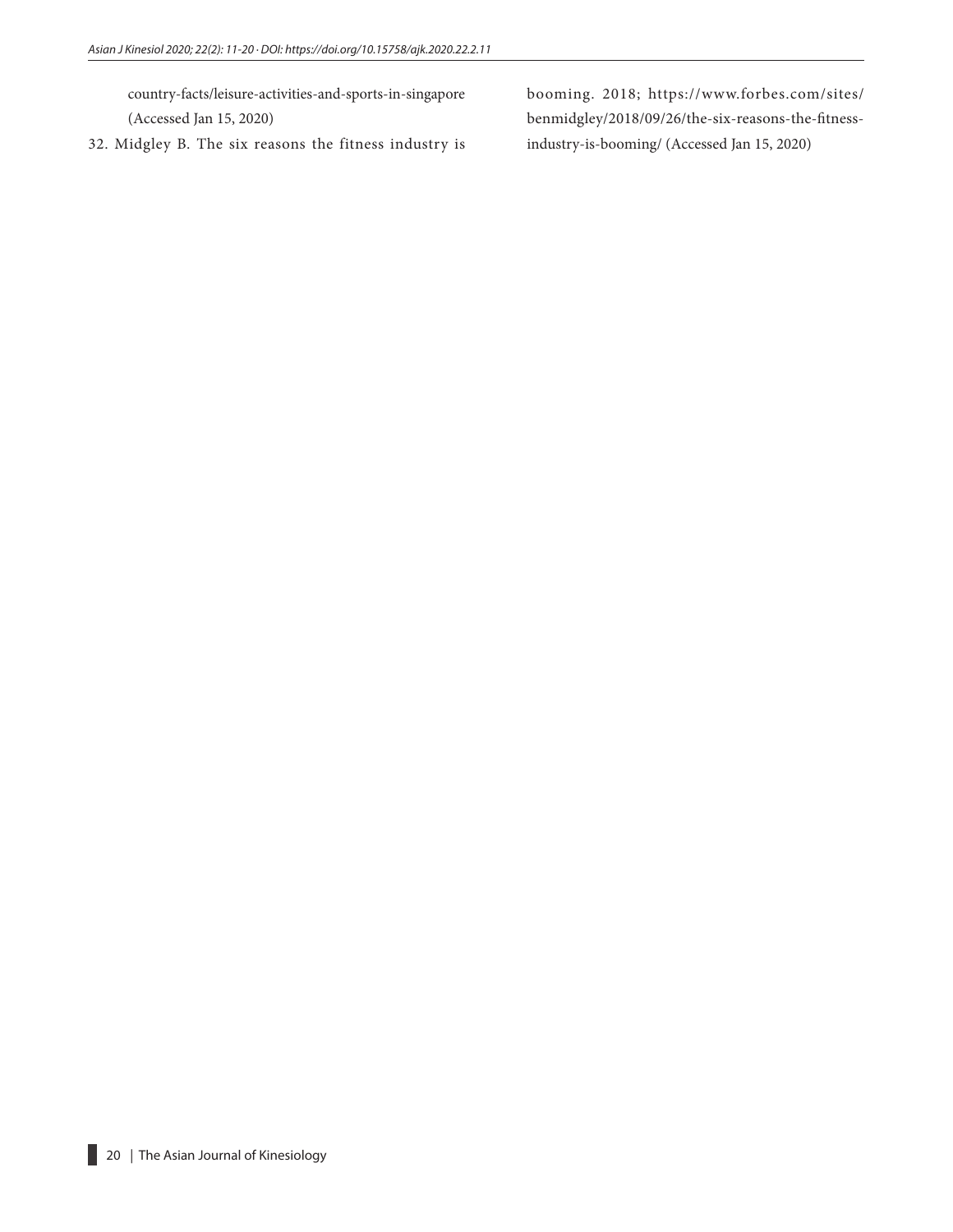country-facts/leisure-activities-and-sports-in-singapore (Accessed Jan 15, 2020)

32. Midgley B. The six reasons the fitness industry is booming. 2018; https://www.forbes.com/sites/benmidgley/2018/09/26/the-six-reasons-the-fitness-industry-is-booming/ (Accessed Jan 15, 2020)